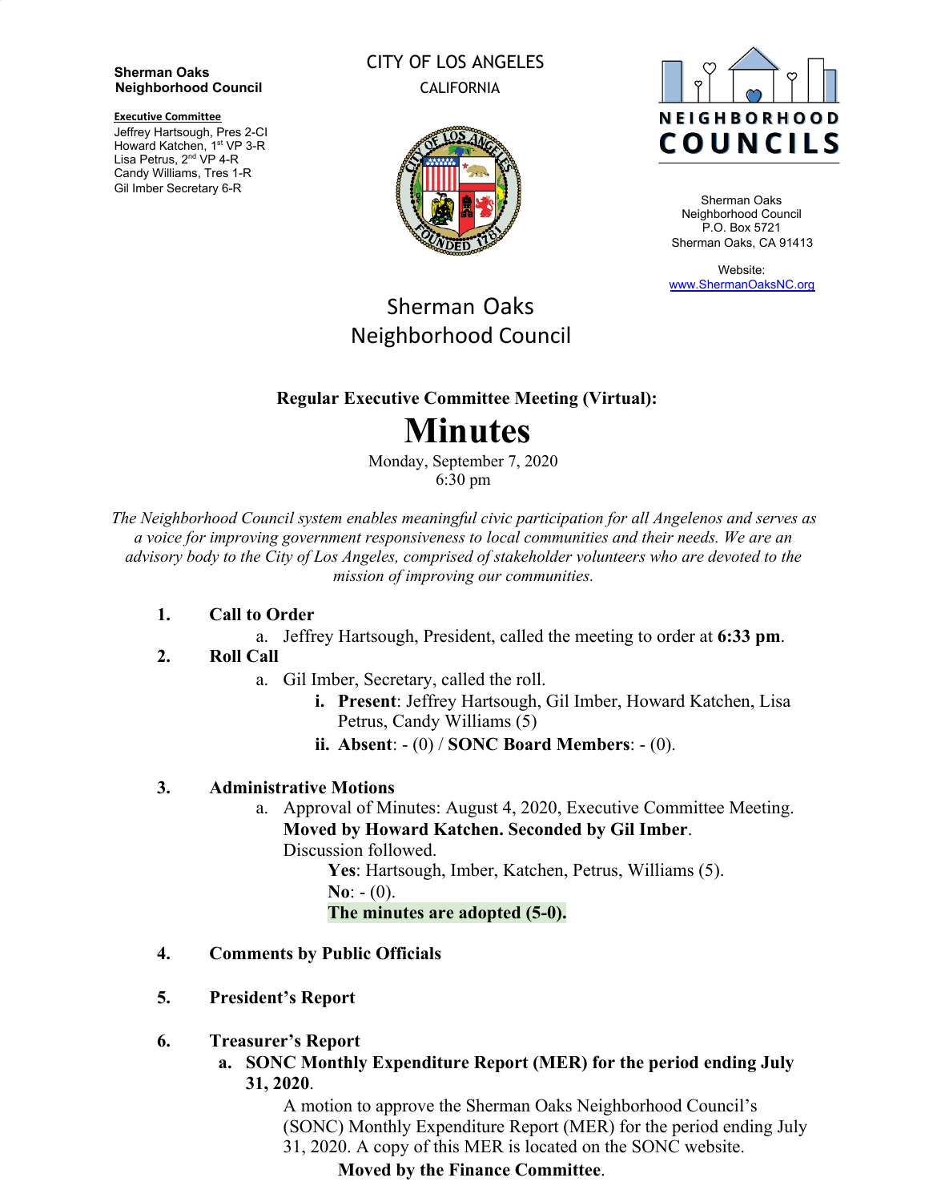**Sherman Oaks Neighborhood Council**

**Executive Committee**
Jeffrey Hartsough, Pres 2-CI
Howard Katchen, 1st VP 3-R
Lisa Petrus, 2nd VP 4-R
Candy Williams, Tres 1-R
Gil Imber Secretary 6-R

CITY OF LOS ANGELES
CALIFORNIA

NEIGHBORHOOD COUNCILS

Sherman Oaks
Neighborhood Council
P.O. Box 5721
Sherman Oaks, CA 91413

Website:
www.ShermanOaksNC.org

# Sherman Oaks Neighborhood Council

**Regular Executive Committee Meeting (Virtual):**

# Minutes

Monday, September 7, 2020
6:30 pm

*The Neighborhood Council system enables meaningful civic participation for all Angelenos and serves as a voice for improving government responsiveness to local communities and their needs. We are an advisory body to the City of Los Angeles, comprised of stakeholder volunteers who are devoted to the mission of improving our communities.*

1. **Call to Order**
   a. Jeffrey Hartsough, President, called the meeting to order at **6:33 pm**.
2. **Roll Call**
   a. Gil Imber, Secretary, called the roll.
      i. **Present**: Jeffrey Hartsough, Gil Imber, Howard Katchen, Lisa Petrus, Candy Williams (5)
      ii. **Absent**: - (0) / **SONC Board Members**: - (0).

3. **Administrative Motions**
   a. Approval of Minutes: August 4, 2020, Executive Committee Meeting.
   **Moved by Howard Katchen. Seconded by Gil Imber**.
   Discussion followed.
      **Yes**: Hartsough, Imber, Katchen, Petrus, Williams (5).
      **No**: - (0).
      **The minutes are adopted (5-0).**

4. **Comments by Public Officials**

5. **President's Report**

6. **Treasurer's Report**
   a. **SONC Monthly Expenditure Report (MER) for the period ending July 31, 2020**.
   A motion to approve the Sherman Oaks Neighborhood Council's (SONC) Monthly Expenditure Report (MER) for the period ending July 31, 2020. A copy of this MER is located on the SONC website.
      **Moved by the Finance Committee**.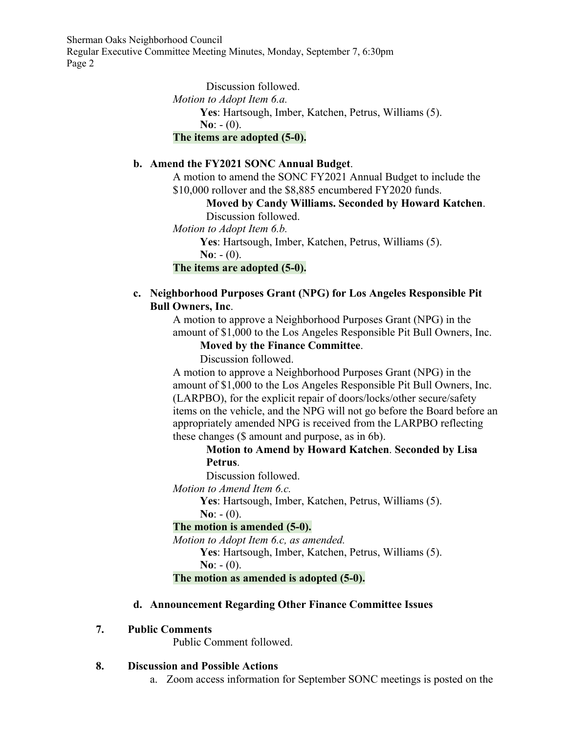Discussion followed.

*Motion to Adopt Item 6.a.*

**Yes**: Hartsough, Imber, Katchen, Petrus, Williams (5).

**No**: - (0).

**The items are adopted (5-0).**

**b. Amend the FY2021 SONC Annual Budget**.

A motion to amend the SONC FY2021 Annual Budget to include the $10,000 rollover and the $8,885 encumbered FY2020 funds.

**Moved by Candy Williams. Seconded by Howard Katchen**.

Discussion followed.

*Motion to Adopt Item 6.b.*

**Yes**: Hartsough, Imber, Katchen, Petrus, Williams (5).

**No**: - (0).

**The items are adopted (5-0).**

**c. Neighborhood Purposes Grant (NPG) for Los Angeles Responsible Pit Bull Owners, Inc**.

A motion to approve a Neighborhood Purposes Grant (NPG) in the amount of $1,000 to the Los Angeles Responsible Pit Bull Owners, Inc.

**Moved by the Finance Committee**.

Discussion followed.

A motion to approve a Neighborhood Purposes Grant (NPG) in the amount of $1,000 to the Los Angeles Responsible Pit Bull Owners, Inc. (LARPBO), for the explicit repair of doors/locks/other secure/safety items on the vehicle, and the NPG will not go before the Board before an appropriately amended NPG is received from the LARPBO reflecting these changes ($ amount and purpose, as in 6b).

**Motion to Amend by Howard Katchen**. **Seconded by Lisa Petrus**.

Discussion followed.

*Motion to Amend Item 6.c.*

**Yes**: Hartsough, Imber, Katchen, Petrus, Williams (5).

**No**: - (0).

**The motion is amended (5-0).**

*Motion to Adopt Item 6.c, as amended.*

**Yes**: Hartsough, Imber, Katchen, Petrus, Williams (5).

**No**: - (0).

**The motion as amended is adopted (5-0).**

**d. Announcement Regarding Other Finance Committee Issues**

**7. Public Comments**

Public Comment followed.

**8. Discussion and Possible Actions**

a. Zoom access information for September SONC meetings is posted on the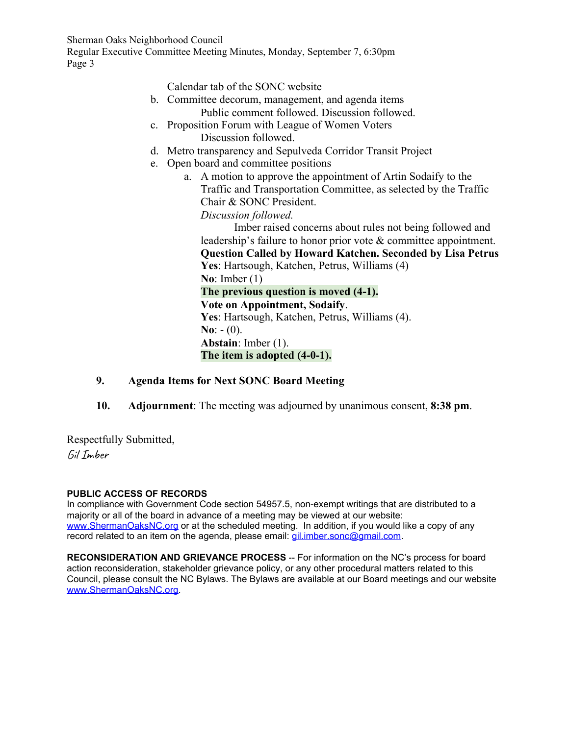Calendar tab of the SONC website

b. Committee decorum, management, and agenda items

    Public comment followed. Discussion followed.

c. Proposition Forum with League of Women Voters

    Discussion followed.

d. Metro transparency and Sepulveda Corridor Transit Project

e. Open board and committee positions

    a. A motion to approve the appointment of Artin Sodaify to the Traffic and Transportation Committee, as selected by the Traffic Chair & SONC President.

    *Discussion followed.*

    Imber raised concerns about rules not being followed and leadership's failure to honor prior vote & committee appointment.

    **Question Called by Howard Katchen. Seconded by Lisa Petrus**

    **Yes**: Hartsough, Katchen, Petrus, Williams (4)

    **No**: Imber (1)

    **The previous question is moved (4-1).**

    **Vote on Appointment, Sodaify**.

    **Yes**: Hartsough, Katchen, Petrus, Williams (4).

    **No**: - (0).

    **Abstain**: Imber (1).

    **The item is adopted (4-0-1).**

**9. Agenda Items for Next SONC Board Meeting**

**10. Adjournment**: The meeting was adjourned by unanimous consent, **8:38 pm**.

Respectfully Submitted,

Gil Imber

**PUBLIC ACCESS OF RECORDS**

In compliance with Government Code section 54957.5, non-exempt writings that are distributed to a majority or all of the board in advance of a meeting may be viewed at our website: www.ShermanOaksNC.org or at the scheduled meeting. In addition, if you would like a copy of any record related to an item on the agenda, please email: gil.imber.sonc@gmail.com.

**RECONSIDERATION AND GRIEVANCE PROCESS** -- For information on the NC's process for board action reconsideration, stakeholder grievance policy, or any other procedural matters related to this Council, please consult the NC Bylaws. The Bylaws are available at our Board meetings and our website www.ShermanOaksNC.org.